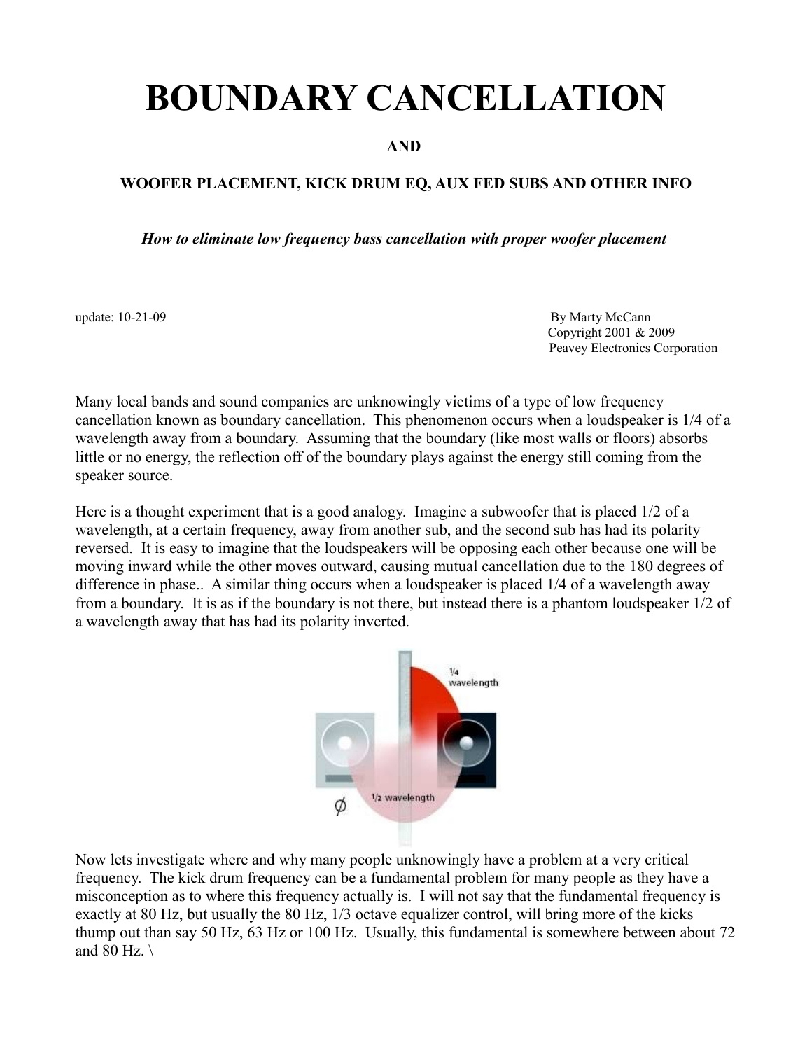# BOUNDARY CANCELLATION

**AND**

**WOOFER PLACEMENT, KICK DRUM EQ, AUX FED SUBS AND OTHER INFO**

***How to eliminate low frequency bass cancellation with proper woofer placement***

update: 10-21-09

By Marty McCann
Copyright 2001 & 2009
Peavey Electronics Corporation

Many local bands and sound companies are unknowingly victims of a type of low frequency cancellation known as boundary cancellation. This phenomenon occurs when a loudspeaker is 1/4 of a wavelength away from a boundary. Assuming that the boundary (like most walls or floors) absorbs little or no energy, the reflection off of the boundary plays against the energy still coming from the speaker source.

Here is a thought experiment that is a good analogy. Imagine a subwoofer that is placed 1/2 of a wavelength, at a certain frequency, away from another sub, and the second sub has had its polarity reversed. It is easy to imagine that the loudspeakers will be opposing each other because one will be moving inward while the other moves outward, causing mutual cancellation due to the 180 degrees of difference in phase.. A similar thing occurs when a loudspeaker is placed 1/4 of a wavelength away from a boundary. It is as if the boundary is not there, but instead there is a phantom loudspeaker 1/2 of a wavelength away that has had its polarity inverted.

Now lets investigate where and why many people unknowingly have a problem at a very critical frequency. The kick drum frequency can be a fundamental problem for many people as they have a misconception as to where this frequency actually is. I will not say that the fundamental frequency is exactly at 80 Hz, but usually the 80 Hz, 1/3 octave equalizer control, will bring more of the kicks thump out than say 50 Hz, 63 Hz or 100 Hz. Usually, this fundamental is somewhere between about 72 and 80 Hz. \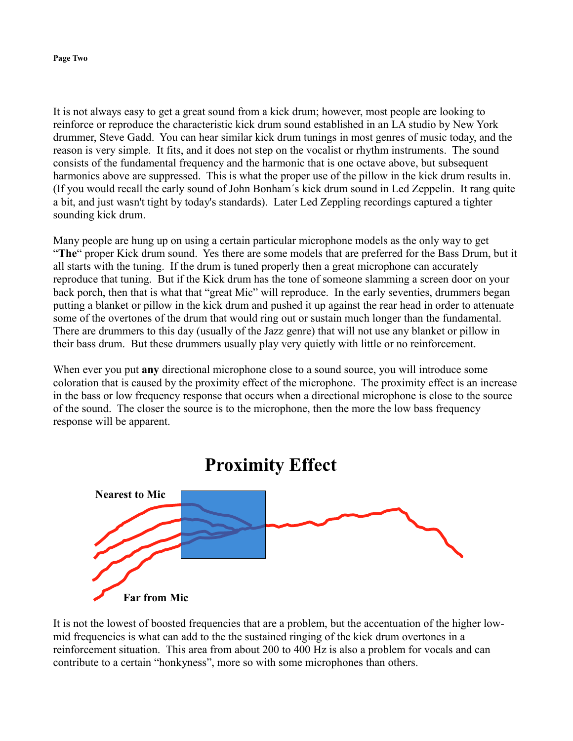It is not always easy to get a great sound from a kick drum; however, most people are looking to reinforce or reproduce the characteristic kick drum sound established in an LA studio by New York drummer, Steve Gadd. You can hear similar kick drum tunings in most genres of music today, and the reason is very simple. It fits, and it does not step on the vocalist or rhythm instruments. The sound consists of the fundamental frequency and the harmonic that is one octave above, but subsequent harmonics above are suppressed. This is what the proper use of the pillow in the kick drum results in. (If you would recall the early sound of John Bonham´s kick drum sound in Led Zeppelin. It rang quite a bit, and just wasn't tight by today's standards). Later Led Zeppling recordings captured a tighter sounding kick drum.

Many people are hung up on using a certain particular microphone models as the only way to get "**The**" proper Kick drum sound. Yes there are some models that are preferred for the Bass Drum, but it all starts with the tuning. If the drum is tuned properly then a great microphone can accurately reproduce that tuning. But if the Kick drum has the tone of someone slamming a screen door on your back porch, then that is what that "great Mic" will reproduce. In the early seventies, drummers began putting a blanket or pillow in the kick drum and pushed it up against the rear head in order to attenuate some of the overtones of the drum that would ring out or sustain much longer than the fundamental. There are drummers to this day (usually of the Jazz genre) that will not use any blanket or pillow in their bass drum. But these drummers usually play very quietly with little or no reinforcement.

When ever you put **any** directional microphone close to a sound source, you will introduce some coloration that is caused by the proximity effect of the microphone. The proximity effect is an increase in the bass or low frequency response that occurs when a directional microphone is close to the source of the sound. The closer the source is to the microphone, then the more the low bass frequency response will be apparent.

## Proximity Effect

**Nearest to Mic**

**Far from Mic**

It is not the lowest of boosted frequencies that are a problem, but the accentuation of the higher low-mid frequencies is what can add to the the sustained ringing of the kick drum overtones in a reinforcement situation. This area from about 200 to 400 Hz is also a problem for vocals and can contribute to a certain "honkyness", more so with some microphones than others.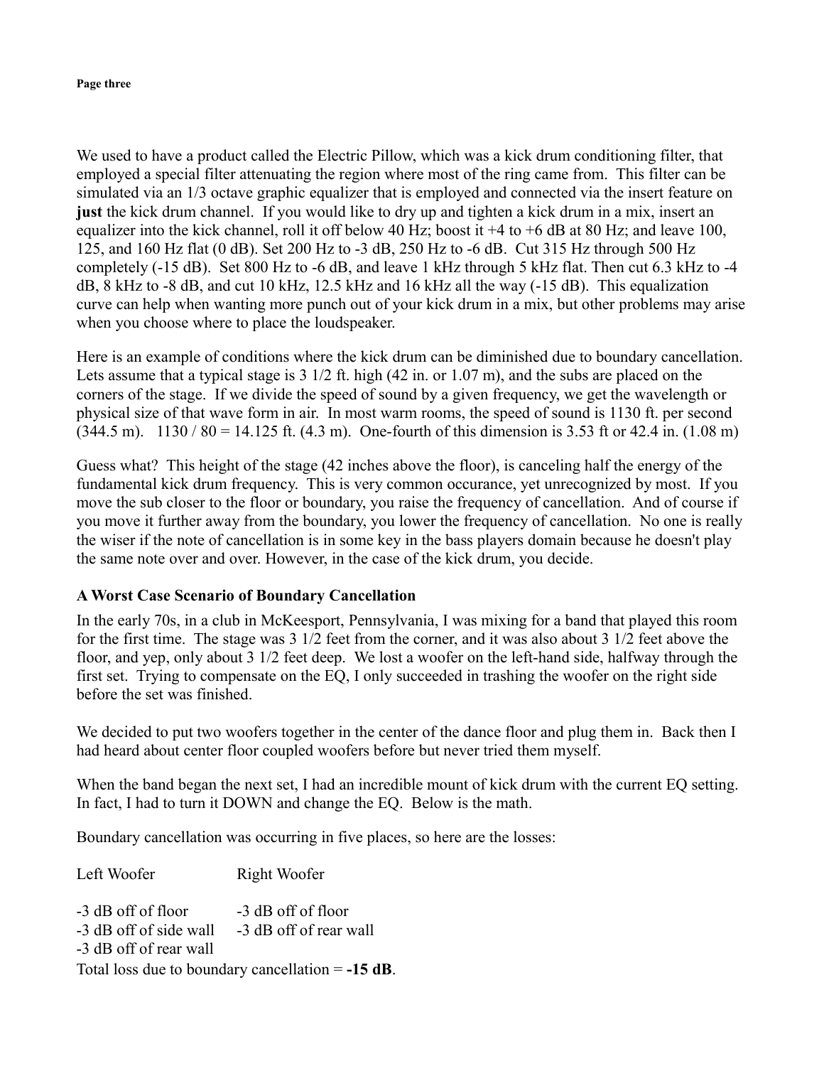We used to have a product called the Electric Pillow, which was a kick drum conditioning filter, that employed a special filter attenuating the region where most of the ring came from. This filter can be simulated via an 1/3 octave graphic equalizer that is employed and connected via the insert feature on **just** the kick drum channel. If you would like to dry up and tighten a kick drum in a mix, insert an equalizer into the kick channel, roll it off below 40 Hz; boost it +4 to +6 dB at 80 Hz; and leave 100, 125, and 160 Hz flat (0 dB). Set 200 Hz to -3 dB, 250 Hz to -6 dB. Cut 315 Hz through 500 Hz completely (-15 dB). Set 800 Hz to -6 dB, and leave 1 kHz through 5 kHz flat. Then cut 6.3 kHz to -4 dB, 8 kHz to -8 dB, and cut 10 kHz, 12.5 kHz and 16 kHz all the way (-15 dB). This equalization curve can help when wanting more punch out of your kick drum in a mix, but other problems may arise when you choose where to place the loudspeaker.

Here is an example of conditions where the kick drum can be diminished due to boundary cancellation. Lets assume that a typical stage is 3 1/2 ft. high (42 in. or 1.07 m), and the subs are placed on the corners of the stage. If we divide the speed of sound by a given frequency, we get the wavelength or physical size of that wave form in air. In most warm rooms, the speed of sound is 1130 ft. per second (344.5 m). 1130 / 80 = 14.125 ft. (4.3 m). One-fourth of this dimension is 3.53 ft or 42.4 in. (1.08 m)

Guess what? This height of the stage (42 inches above the floor), is canceling half the energy of the fundamental kick drum frequency. This is very common occurance, yet unrecognized by most. If you move the sub closer to the floor or boundary, you raise the frequency of cancellation. And of course if you move it further away from the boundary, you lower the frequency of cancellation. No one is really the wiser if the note of cancellation is in some key in the bass players domain because he doesn't play the same note over and over. However, in the case of the kick drum, you decide.

### A Worst Case Scenario of Boundary Cancellation

In the early 70s, in a club in McKeesport, Pennsylvania, I was mixing for a band that played this room for the first time. The stage was 3 1/2 feet from the corner, and it was also about 3 1/2 feet above the floor, and yep, only about 3 1/2 feet deep. We lost a woofer on the left-hand side, halfway through the first set. Trying to compensate on the EQ, I only succeeded in trashing the woofer on the right side before the set was finished.

We decided to put two woofers together in the center of the dance floor and plug them in. Back then I had heard about center floor coupled woofers before but never tried them myself.

When the band began the next set, I had an incredible mount of kick drum with the current EQ setting. In fact, I had to turn it DOWN and change the EQ. Below is the math.

Boundary cancellation was occurring in five places, so here are the losses:

| Left Woofer | Right Woofer |
|---|---|
| -3 dB off of floor | -3 dB off of floor |
| -3 dB off of side wall | -3 dB off of rear wall |
| -3 dB off of rear wall | |

Total loss due to boundary cancellation = **-15 dB**.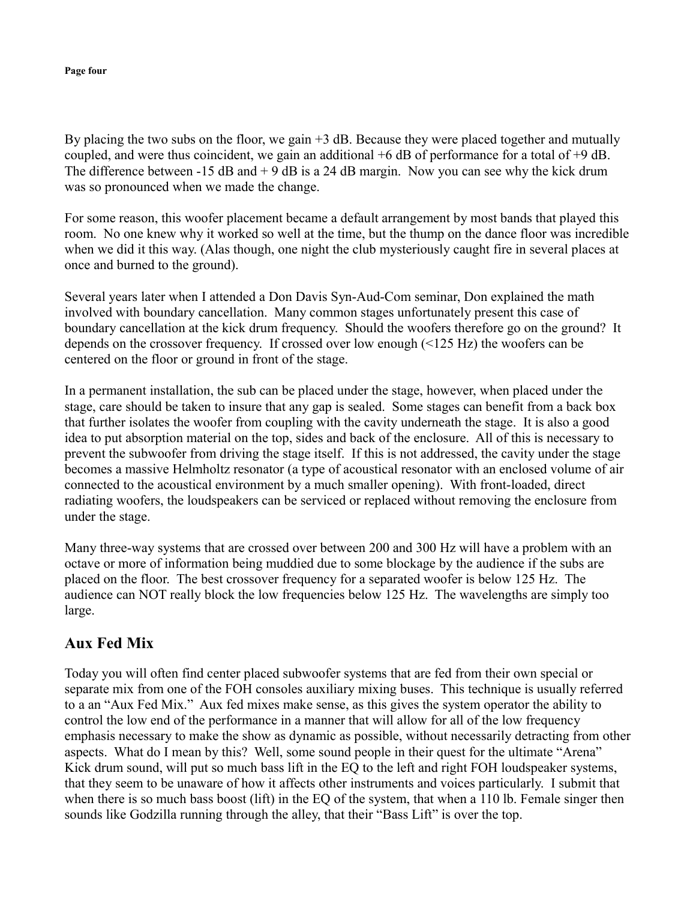By placing the two subs on the floor, we gain +3 dB. Because they were placed together and mutually coupled, and were thus coincident, we gain an additional +6 dB of performance for a total of +9 dB. The difference between -15 dB and + 9 dB is a 24 dB margin. Now you can see why the kick drum was so pronounced when we made the change.

For some reason, this woofer placement became a default arrangement by most bands that played this room. No one knew why it worked so well at the time, but the thump on the dance floor was incredible when we did it this way. (Alas though, one night the club mysteriously caught fire in several places at once and burned to the ground).

Several years later when I attended a Don Davis Syn-Aud-Com seminar, Don explained the math involved with boundary cancellation. Many common stages unfortunately present this case of boundary cancellation at the kick drum frequency. Should the woofers therefore go on the ground? It depends on the crossover frequency. If crossed over low enough (<125 Hz) the woofers can be centered on the floor or ground in front of the stage.

In a permanent installation, the sub can be placed under the stage, however, when placed under the stage, care should be taken to insure that any gap is sealed. Some stages can benefit from a back box that further isolates the woofer from coupling with the cavity underneath the stage. It is also a good idea to put absorption material on the top, sides and back of the enclosure. All of this is necessary to prevent the subwoofer from driving the stage itself. If this is not addressed, the cavity under the stage becomes a massive Helmholtz resonator (a type of acoustical resonator with an enclosed volume of air connected to the acoustical environment by a much smaller opening). With front-loaded, direct radiating woofers, the loudspeakers can be serviced or replaced without removing the enclosure from under the stage.

Many three-way systems that are crossed over between 200 and 300 Hz will have a problem with an octave or more of information being muddied due to some blockage by the audience if the subs are placed on the floor. The best crossover frequency for a separated woofer is below 125 Hz. The audience can NOT really block the low frequencies below 125 Hz. The wavelengths are simply too large.

## Aux Fed Mix

Today you will often find center placed subwoofer systems that are fed from their own special or separate mix from one of the FOH consoles auxiliary mixing buses. This technique is usually referred to a an "Aux Fed Mix." Aux fed mixes make sense, as this gives the system operator the ability to control the low end of the performance in a manner that will allow for all of the low frequency emphasis necessary to make the show as dynamic as possible, without necessarily detracting from other aspects. What do I mean by this? Well, some sound people in their quest for the ultimate "Arena" Kick drum sound, will put so much bass lift in the EQ to the left and right FOH loudspeaker systems, that they seem to be unaware of how it affects other instruments and voices particularly. I submit that when there is so much bass boost (lift) in the EQ of the system, that when a 110 lb. Female singer then sounds like Godzilla running through the alley, that their "Bass Lift" is over the top.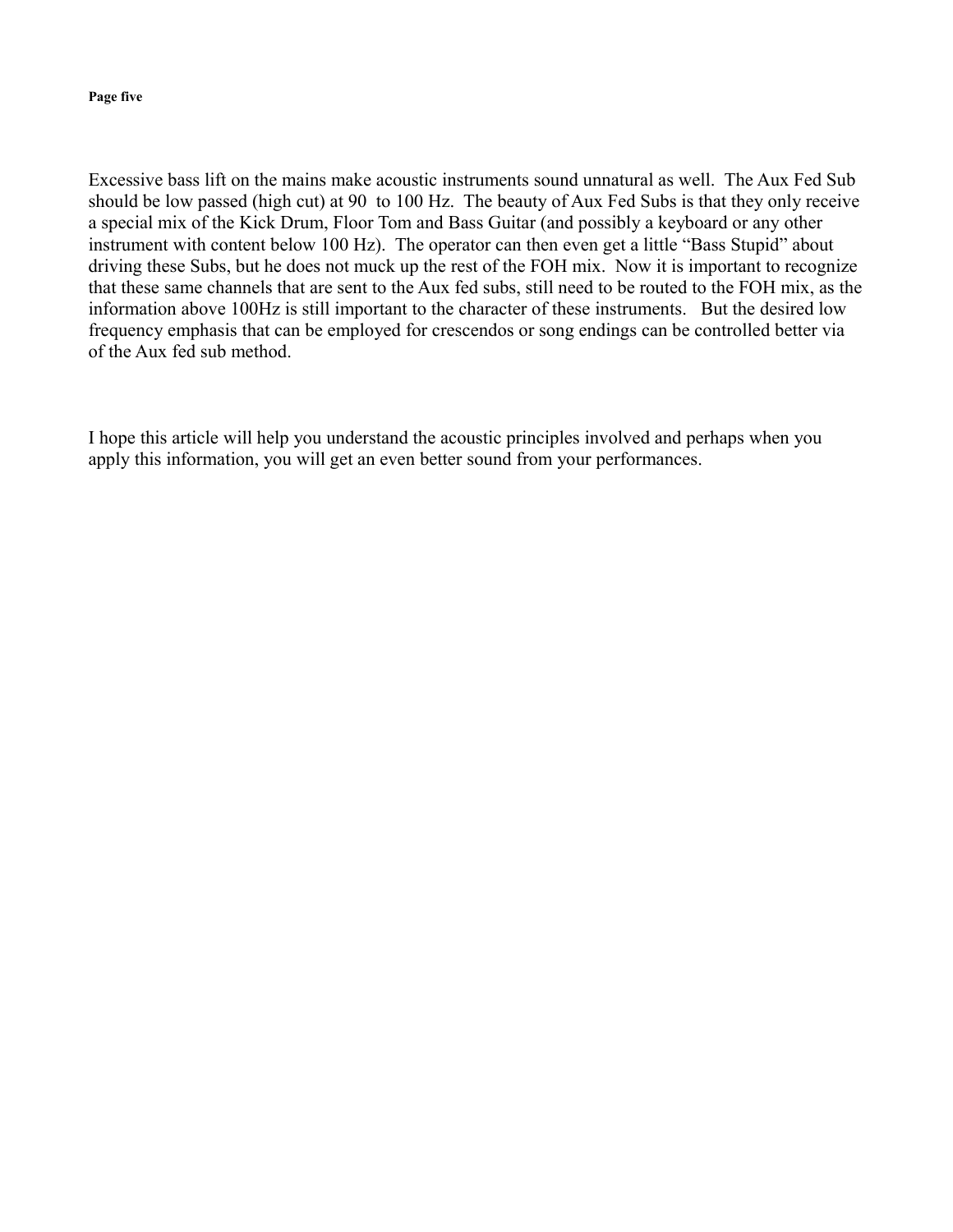Excessive bass lift on the mains make acoustic instruments sound unnatural as well. The Aux Fed Sub should be low passed (high cut) at 90 to 100 Hz. The beauty of Aux Fed Subs is that they only receive a special mix of the Kick Drum, Floor Tom and Bass Guitar (and possibly a keyboard or any other instrument with content below 100 Hz). The operator can then even get a little "Bass Stupid" about driving these Subs, but he does not muck up the rest of the FOH mix. Now it is important to recognize that these same channels that are sent to the Aux fed subs, still need to be routed to the FOH mix, as the information above 100Hz is still important to the character of these instruments. But the desired low frequency emphasis that can be employed for crescendos or song endings can be controlled better via of the Aux fed sub method.

I hope this article will help you understand the acoustic principles involved and perhaps when you apply this information, you will get an even better sound from your performances.